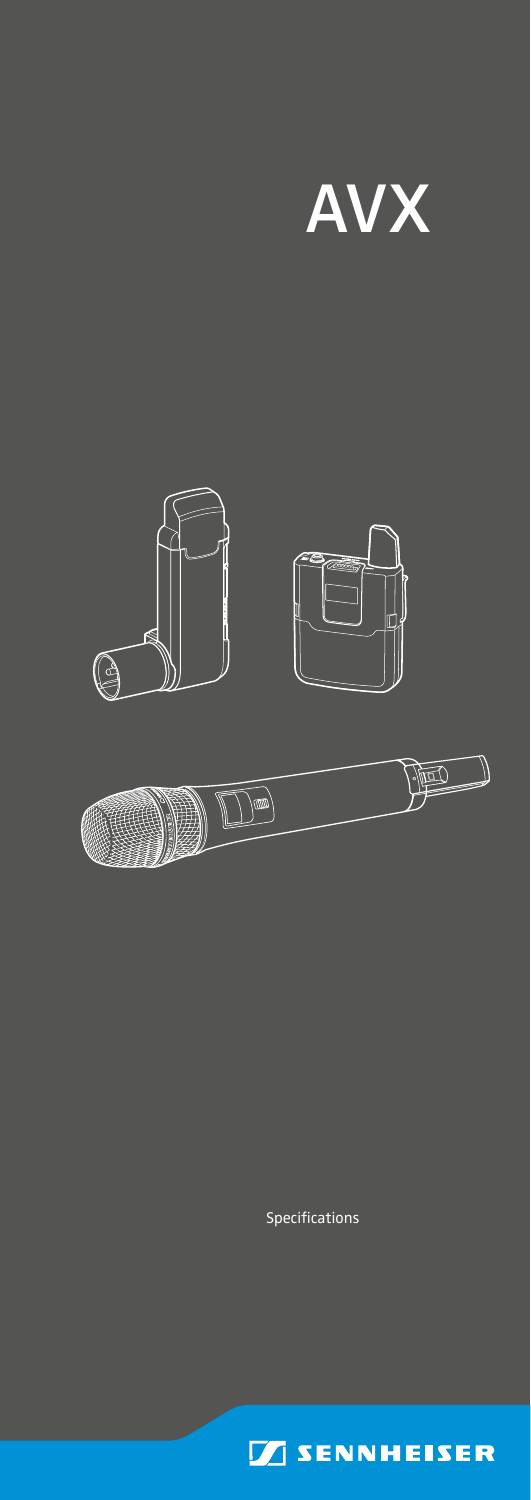# AVX

Specifications

SENNHEISER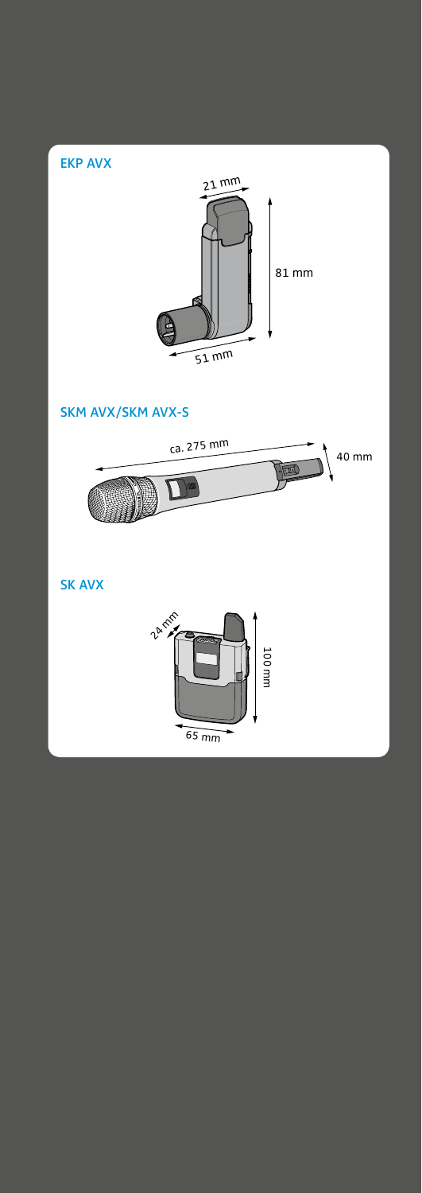## EKP AVX

21 mm

81 mm

51 mm

## SKM AVX/SKM AVX-S

ca. 275 mm

40 mm

## SK AVX

24 mm

100 mm

65 mm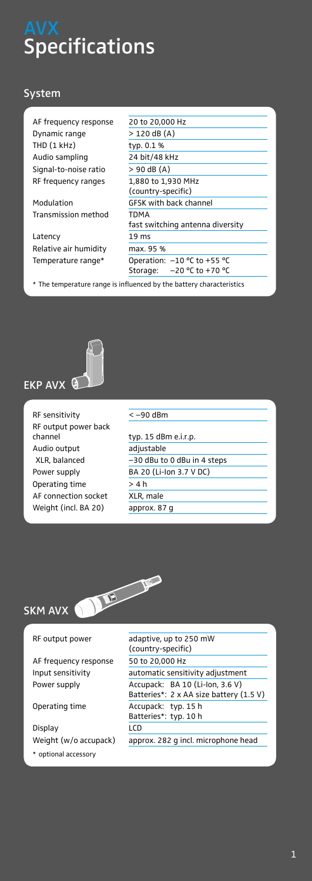# AVX Specifications

## System

| | |
|---|---|
| AF frequency response | 20 to 20,000 Hz |
| Dynamic range | > 120 dB (A) |
| THD (1 kHz) | typ. 0.1 % |
| Audio sampling | 24 bit/48 kHz |
| Signal-to-noise ratio | > 90 dB (A) |
| RF frequency ranges | 1,880 to 1,930 MHz (country-specific) |
| Modulation | GFSK with back channel |
| Transmission method | TDMA fast switching antenna diversity |
| Latency | 19 ms |
| Relative air humidity | max. 95 % |
| Temperature range* | Operation: –10 °C to +55 °C<br>Storage: –20 °C to +70 °C |

* The temperature range is influenced by the battery characteristics

## EKP AVX

| | |
|---|---|
| RF sensitivity | < –90 dBm |
| RF output power back channel | typ. 15 dBm e.i.r.p. |
| Audio output | adjustable |
| XLR, balanced | –30 dBu to 0 dBu in 4 steps |
| Power supply | BA 20 (Li-Ion 3.7 V DC) |
| Operating time | > 4 h |
| AF connection socket | XLR, male |
| Weight (incl. BA 20) | approx. 87 g |

## SKM AVX

| | |
|---|---|
| RF output power | adaptive, up to 250 mW (country-specific) |
| AF frequency response | 50 to 20,000 Hz |
| Input sensitivity | automatic sensitivity adjustment |
| Power supply | Accupack: BA 10 (Li-Ion, 3.6 V)<br>Batteries*: 2 x AA size battery (1.5 V) |
| Operating time | Accupack: typ. 15 h<br>Batteries*: typ. 10 h |
| Display | LCD |
| Weight (w/o accupack) | approx. 282 g incl. microphone head |

* optional accessory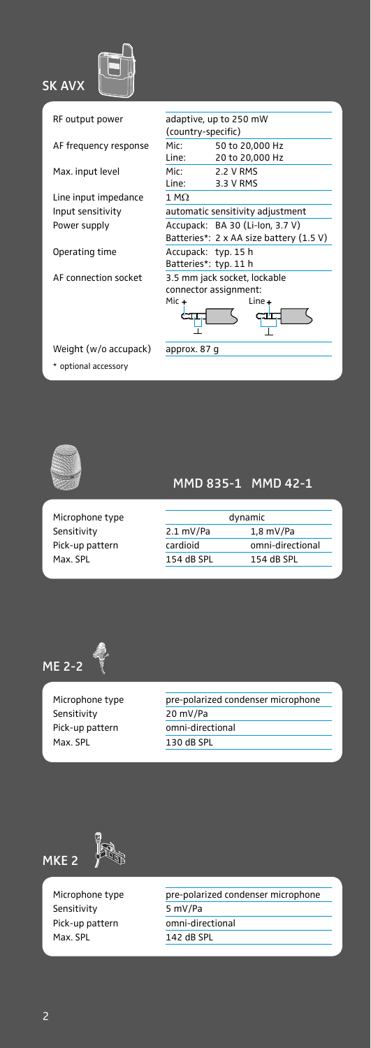## SK AVX

| | | |
|---|---|---|
| RF output power | adaptive, up to 250 mW (country-specific) | |
| AF frequency response | Mic: | 50 to 20,000 Hz |
| | Line: | 20 to 20,000 Hz |
| Max. input level | Mic: | 2.2 V RMS |
| | Line: | 3.3 V RMS |
| Line input impedance | 1 MΩ | |
| Input sensitivity | automatic sensitivity adjustment | |
| Power supply | Accupack: BA 30 (Li-Ion, 3.7 V) | |
| | Batteries*: 2 x AA size battery (1.5 V) | |
| Operating time | Accupack: typ. 15 h | |
| | Batteries*: typ. 11 h | |
| AF connection socket | 3.5 mm jack socket, lockable connector assignment: Mic + / Line + | |
| Weight (w/o accupack) | approx. 87 g | |

\* optional accessory

## MMD 835-1 MMD 42-1

| | MMD 835-1 | MMD 42-1 |
|---|---|---|
| Microphone type | dynamic | |
| Sensitivity | 2.1 mV/Pa | 1,8 mV/Pa |
| Pick-up pattern | cardioid | omni-directional |
| Max. SPL | 154 dB SPL | 154 dB SPL |

## ME 2-2

| | |
|---|---|
| Microphone type | pre-polarized condenser microphone |
| Sensitivity | 20 mV/Pa |
| Pick-up pattern | omni-directional |
| Max. SPL | 130 dB SPL |

## MKE 2

| | |
|---|---|
| Microphone type | pre-polarized condenser microphone |
| Sensitivity | 5 mV/Pa |
| Pick-up pattern | omni-directional |
| Max. SPL | 142 dB SPL |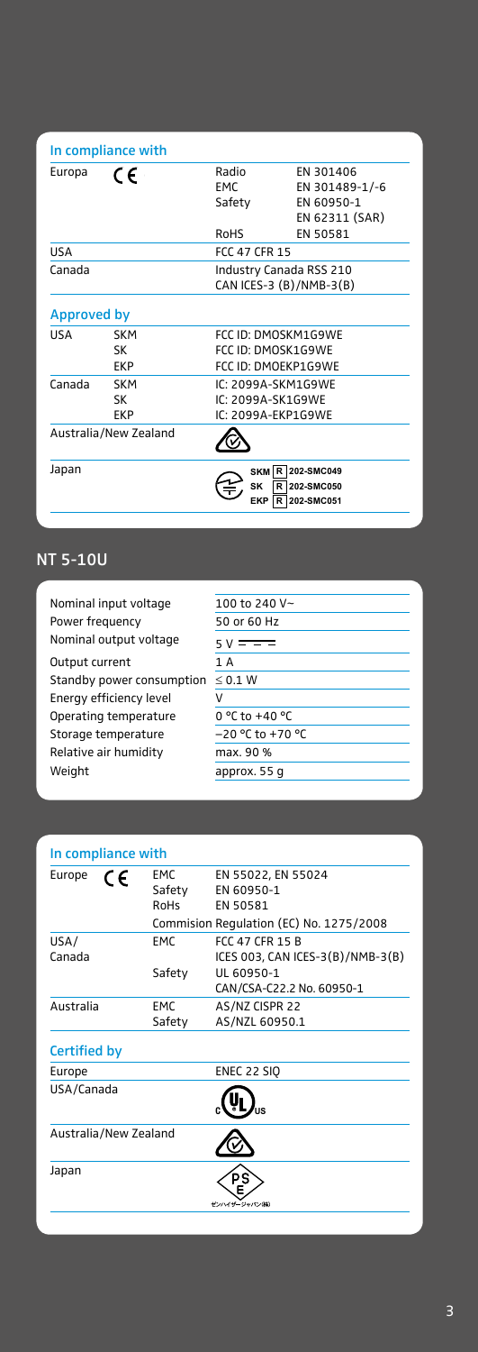**In compliance with**

| | | | |
|---|---|---|---|
| Europa | CE | Radio | EN 301406 |
| | | EMC | EN 301489-1/-6 |
| | | Safety | EN 60950-1 |
| | | | EN 62311 (SAR) |
| | | RoHS | EN 50581 |
| USA | | FCC 47 CFR 15 | |
| Canada | | Industry Canada RSS 210 | |
| | | CAN ICES-3 (B)/NMB-3(B) | |

**Approved by**

| | | |
|---|---|---|
| USA | SKM | FCC ID: DMOSKM1G9WE |
| | SK | FCC ID: DMOSK1G9WE |
| | EKP | FCC ID: DMOEKP1G9WE |
| Canada | SKM | IC: 2099A-SKM1G9WE |
| | SK | IC: 2099A-SK1G9WE |
| | EKP | IC: 2099A-EKP1G9WE |
| Australia/New Zealand | | |
| Japan | | SKM R 202-SMC049 |
| | | SK R 202-SMC050 |
| | | EKP R 202-SMC051 |

## NT 5-10U

| | |
|---|---|
| Nominal input voltage | 100 to 240 V~ |
| Power frequency | 50 or 60 Hz |
| Nominal output voltage | 5 V ⎓ |
| Output current | 1 A |
| Standby power consumption | ≤ 0.1 W |
| Energy efficiency level | V |
| Operating temperature | 0 °C to +40 °C |
| Storage temperature | −20 °C to +70 °C |
| Relative air humidity | max. 90 % |
| Weight | approx. 55 g |

**In compliance with**

| | | | |
|---|---|---|---|
| Europe | CE | EMC | EN 55022, EN 55024 |
| | | Safety | EN 60950-1 |
| | | RoHS | EN 50581 |
| | | | Commision Regulation (EC) No. 1275/2008 |
| USA/Canada | | EMC | FCC 47 CFR 15 B |
| | | | ICES 003, CAN ICES-3(B)/NMB-3(B) |
| | | Safety | UL 60950-1 |
| | | | CAN/CSA-C22.2 No. 60950-1 |
| Australia | | EMC | AS/NZ CISPR 22 |
| | | Safety | AS/NZL 60950.1 |

**Certified by**

| | |
|---|---|
| Europe | ENEC 22 SIQ |
| USA/Canada | c UL us |
| Australia/New Zealand | |
| Japan | PS E ゼンハイザージャパン(株) |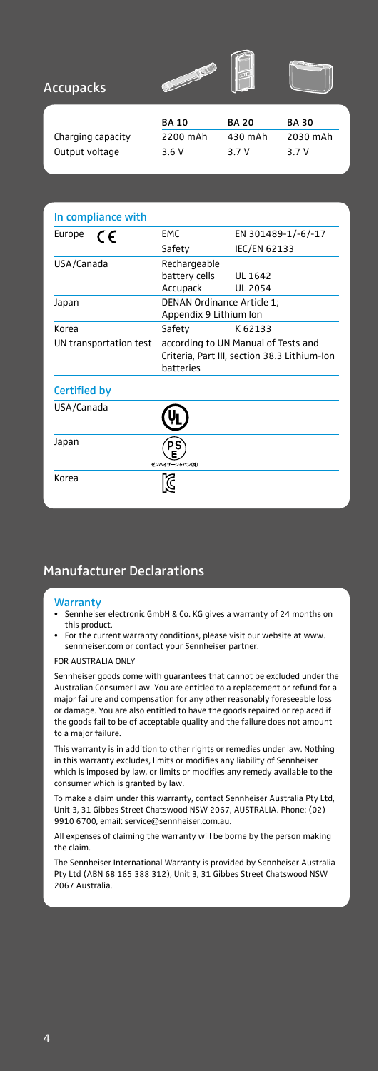## Accupacks

| | BA 10 | BA 20 | BA 30 |
|---|---|---|---|
| Charging capacity | 2200 mAh | 430 mAh | 2030 mAh |
| Output voltage | 3.6 V | 3.7 V | 3.7 V |

### In compliance with

| | | |
|---|---|---|
| Europe CE | EMC | EN 301489-1/-6/-17 |
| | Safety | IEC/EN 62133 |
| USA/Canada | Rechargeable battery cells | UL 1642 |
| | Accupack | UL 2054 |
| Japan | DENAN Ordinance Article 1; Appendix 9 Lithium Ion | |
| Korea | Safety | K 62133 |
| UN transportation test | according to UN Manual of Tests and Criteria, Part III, section 38.3 Lithium-Ion batteries | |

### Certified by

| | |
|---|---|
| USA/Canada | UL |
| Japan | PSE ゼンハイザージャパン(株) |
| Korea | KC |

## Manufacturer Declarations

### Warranty

- Sennheiser electronic GmbH & Co. KG gives a warranty of 24 months on this product.
- For the current warranty conditions, please visit our website at www.sennheiser.com or contact your Sennheiser partner.

FOR AUSTRALIA ONLY

Sennheiser goods come with guarantees that cannot be excluded under the Australian Consumer Law. You are entitled to a replacement or refund for a major failure and compensation for any other reasonably foreseeable loss or damage. You are also entitled to have the goods repaired or replaced if the goods fail to be of acceptable quality and the failure does not amount to a major failure.

This warranty is in addition to other rights or remedies under law. Nothing in this warranty excludes, limits or modifies any liability of Sennheiser which is imposed by law, or limits or modifies any remedy available to the consumer which is granted by law.

To make a claim under this warranty, contact Sennheiser Australia Pty Ltd, Unit 3, 31 Gibbes Street Chatswood NSW 2067, AUSTRALIA. Phone: (02) 9910 6700, email: service@sennheiser.com.au.

All expenses of claiming the warranty will be borne by the person making the claim.

The Sennheiser International Warranty is provided by Sennheiser Australia Pty Ltd (ABN 68 165 388 312), Unit 3, 31 Gibbes Street Chatswood NSW 2067 Australia.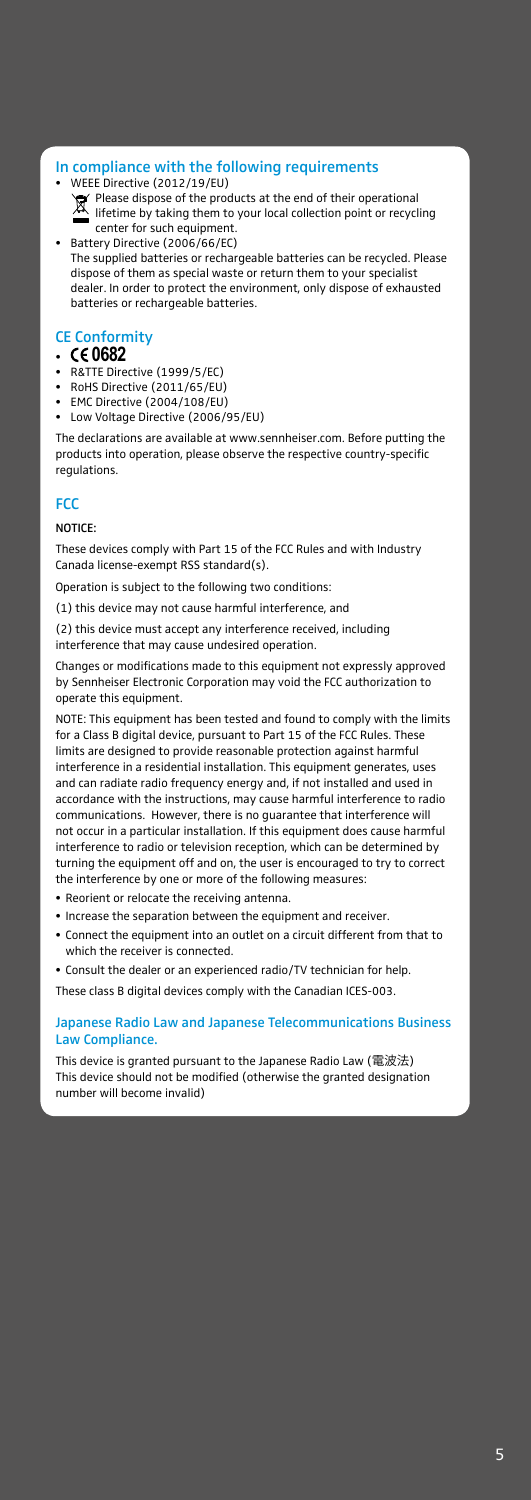## In compliance with the following requirements

- WEEE Directive (2012/19/EU)
  Please dispose of the products at the end of their operational lifetime by taking them to your local collection point or recycling center for such equipment.
- Battery Directive (2006/66/EC)
  The supplied batteries or rechargeable batteries can be recycled. Please dispose of them as special waste or return them to your specialist dealer. In order to protect the environment, only dispose of exhausted batteries or rechargeable batteries.

## CE Conformity

- CE 0682
- R&TTE Directive (1999/5/EC)
- RoHS Directive (2011/65/EU)
- EMC Directive (2004/108/EU)
- Low Voltage Directive (2006/95/EU)

The declarations are available at www.sennheiser.com. Before putting the products into operation, please observe the respective country-specific regulations.

## FCC

**NOTICE:**

These devices comply with Part 15 of the FCC Rules and with Industry Canada license-exempt RSS standard(s).

Operation is subject to the following two conditions:

(1) this device may not cause harmful interference, and

(2) this device must accept any interference received, including interference that may cause undesired operation.

Changes or modifications made to this equipment not expressly approved by Sennheiser Electronic Corporation may void the FCC authorization to operate this equipment.

NOTE: This equipment has been tested and found to comply with the limits for a Class B digital device, pursuant to Part 15 of the FCC Rules. These limits are designed to provide reasonable protection against harmful interference in a residential installation. This equipment generates, uses and can radiate radio frequency energy and, if not installed and used in accordance with the instructions, may cause harmful interference to radio communications. However, there is no guarantee that interference will not occur in a particular installation. If this equipment does cause harmful interference to radio or television reception, which can be determined by turning the equipment off and on, the user is encouraged to try to correct the interference by one or more of the following measures:

- Reorient or relocate the receiving antenna.
- Increase the separation between the equipment and receiver.
- Connect the equipment into an outlet on a circuit different from that to which the receiver is connected.
- Consult the dealer or an experienced radio/TV technician for help.

These class B digital devices comply with the Canadian ICES-003.

### Japanese Radio Law and Japanese Telecommunications Business Law Compliance.

This device is granted pursuant to the Japanese Radio Law (電波法)
This device should not be modified (otherwise the granted designation number will become invalid)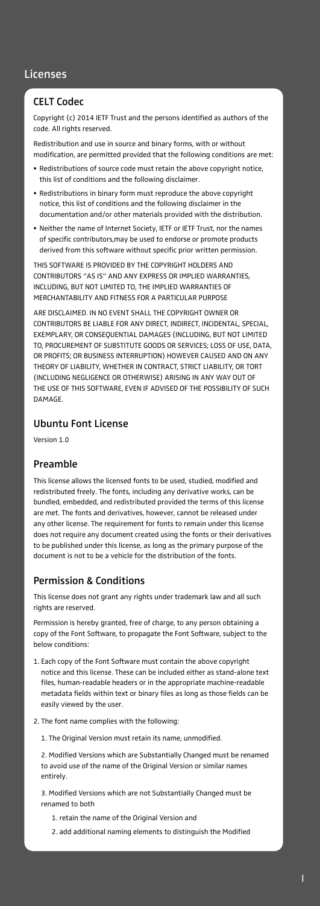# Licenses

## CELT Codec

Copyright (c) 2014 IETF Trust and the persons identified as authors of the code. All rights reserved.

Redistribution and use in source and binary forms, with or without modification, are permitted provided that the following conditions are met:

- Redistributions of source code must retain the above copyright notice, this list of conditions and the following disclaimer.
- Redistributions in binary form must reproduce the above copyright notice, this list of conditions and the following disclaimer in the documentation and/or other materials provided with the distribution.
- Neither the name of Internet Society, IETF or IETF Trust, nor the names of specific contributors,may be used to endorse or promote products derived from this software without specific prior written permission.

THIS SOFTWARE IS PROVIDED BY THE COPYRIGHT HOLDERS AND CONTRIBUTORS "AS IS" AND ANY EXPRESS OR IMPLIED WARRANTIES, INCLUDING, BUT NOT LIMITED TO, THE IMPLIED WARRANTIES OF MERCHANTABILITY AND FITNESS FOR A PARTICULAR PURPOSE

ARE DISCLAIMED. IN NO EVENT SHALL THE COPYRIGHT OWNER OR CONTRIBUTORS BE LIABLE FOR ANY DIRECT, INDIRECT, INCIDENTAL, SPECIAL, EXEMPLARY, OR CONSEQUENTIAL DAMAGES (INCLUDING, BUT NOT LIMITED TO, PROCUREMENT OF SUBSTITUTE GOODS OR SERVICES; LOSS OF USE, DATA, OR PROFITS; OR BUSINESS INTERRUPTION) HOWEVER CAUSED AND ON ANY THEORY OF LIABILITY, WHETHER IN CONTRACT, STRICT LIABILITY, OR TORT (INCLUDING NEGLIGENCE OR OTHERWISE) ARISING IN ANY WAY OUT OF THE USE OF THIS SOFTWARE, EVEN IF ADVISED OF THE POSSIBILITY OF SUCH DAMAGE.

## Ubuntu Font License

Version 1.0

## Preamble

This license allows the licensed fonts to be used, studied, modified and redistributed freely. The fonts, including any derivative works, can be bundled, embedded, and redistributed provided the terms of this license are met. The fonts and derivatives, however, cannot be released under any other license. The requirement for fonts to remain under this license does not require any document created using the fonts or their derivatives to be published under this license, as long as the primary purpose of the document is not to be a vehicle for the distribution of the fonts.

## Permission & Conditions

This license does not grant any rights under trademark law and all such rights are reserved.

Permission is hereby granted, free of charge, to any person obtaining a copy of the Font Software, to propagate the Font Software, subject to the below conditions:

1. Each copy of the Font Software must contain the above copyright notice and this license. These can be included either as stand-alone text files, human-readable headers or in the appropriate machine-readable metadata fields within text or binary files as long as those fields can be easily viewed by the user.

2. The font name complies with the following:

   1. The Original Version must retain its name, unmodified.

   2. Modified Versions which are Substantially Changed must be renamed to avoid use of the name of the Original Version or similar names entirely.

   3. Modified Versions which are not Substantially Changed must be renamed to both

      1. retain the name of the Original Version and

      2. add additional naming elements to distinguish the Modified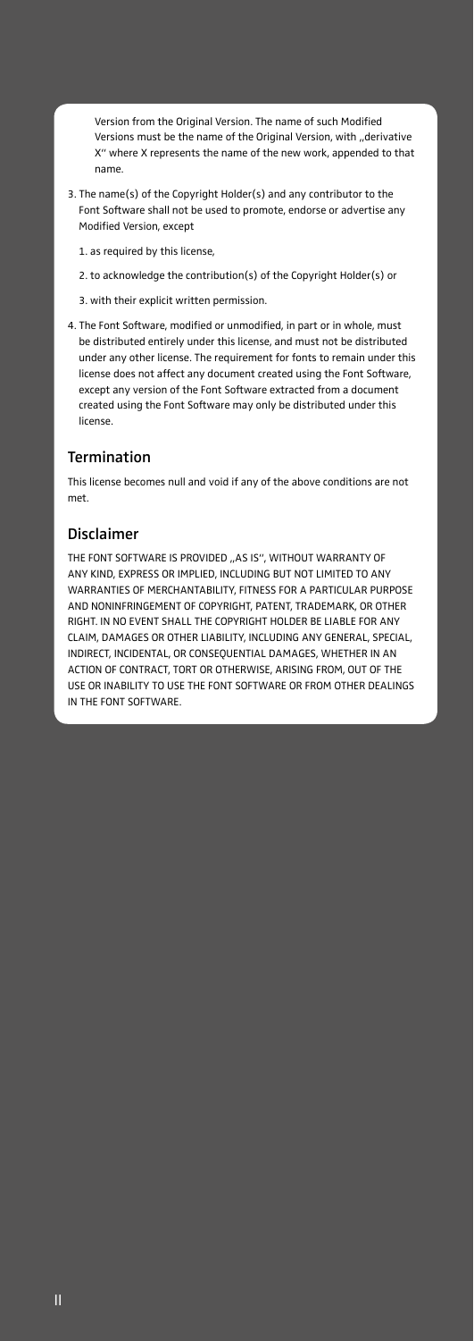Version from the Original Version. The name of such Modified Versions must be the name of the Original Version, with „derivative X" where X represents the name of the new work, appended to that name.

3. The name(s) of the Copyright Holder(s) and any contributor to the Font Software shall not be used to promote, endorse or advertise any Modified Version, except

   1. as required by this license,

   2. to acknowledge the contribution(s) of the Copyright Holder(s) or

   3. with their explicit written permission.

4. The Font Software, modified or unmodified, in part or in whole, must be distributed entirely under this license, and must not be distributed under any other license. The requirement for fonts to remain under this license does not affect any document created using the Font Software, except any version of the Font Software extracted from a document created using the Font Software may only be distributed under this license.

## Termination

This license becomes null and void if any of the above conditions are not met.

## Disclaimer

THE FONT SOFTWARE IS PROVIDED „AS IS", WITHOUT WARRANTY OF ANY KIND, EXPRESS OR IMPLIED, INCLUDING BUT NOT LIMITED TO ANY WARRANTIES OF MERCHANTABILITY, FITNESS FOR A PARTICULAR PURPOSE AND NONINFRINGEMENT OF COPYRIGHT, PATENT, TRADEMARK, OR OTHER RIGHT. IN NO EVENT SHALL THE COPYRIGHT HOLDER BE LIABLE FOR ANY CLAIM, DAMAGES OR OTHER LIABILITY, INCLUDING ANY GENERAL, SPECIAL, INDIRECT, INCIDENTAL, OR CONSEQUENTIAL DAMAGES, WHETHER IN AN ACTION OF CONTRACT, TORT OR OTHERWISE, ARISING FROM, OUT OF THE USE OR INABILITY TO USE THE FONT SOFTWARE OR FROM OTHER DEALINGS IN THE FONT SOFTWARE.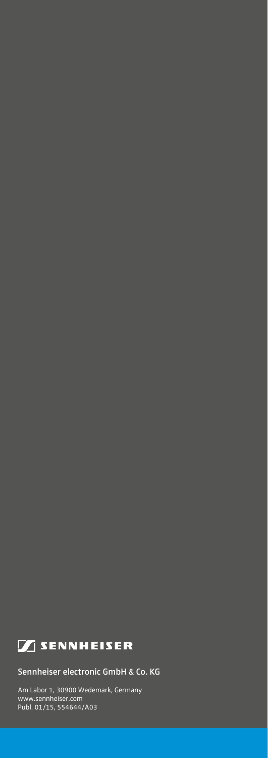SENNHEISER

Sennheiser electronic GmbH & Co. KG

Am Labor 1, 30900 Wedemark, Germany
www.sennheiser.com
Publ. 01/15, 554644/A03